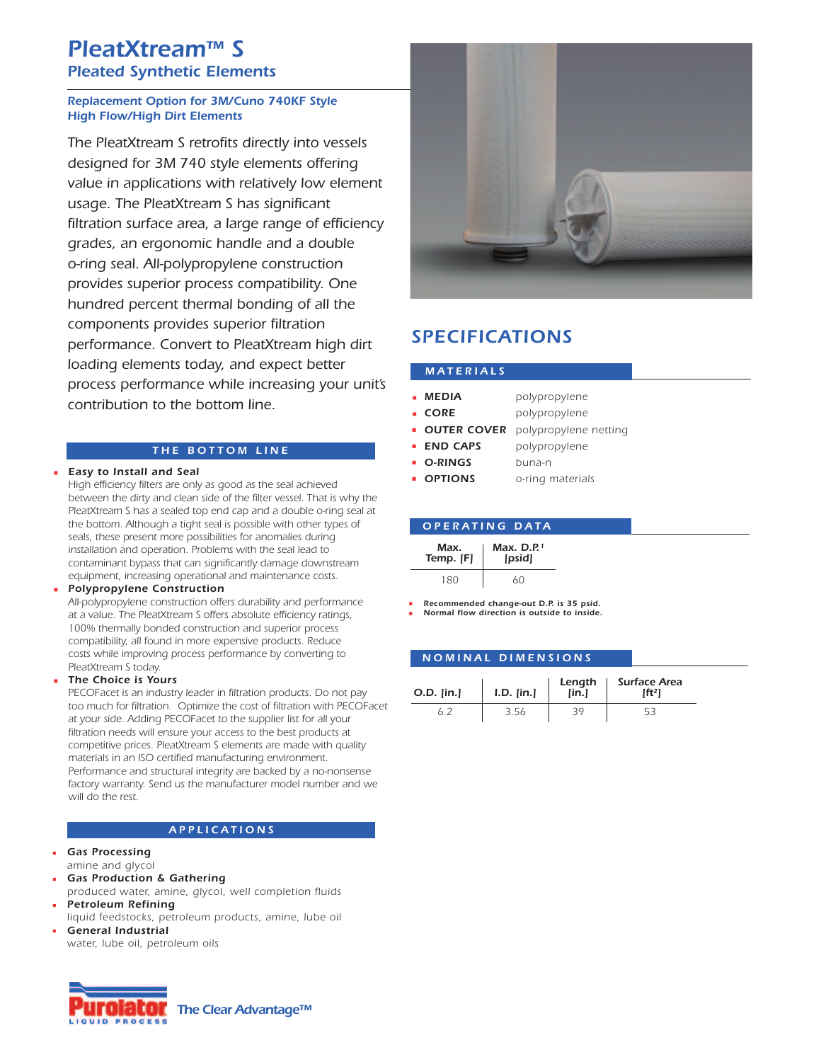# PleatXtream™ S

## Pleated Synthetic Elements

### Replacement Option for 3M/Cuno 740KF Style High Flow/High Dirt Elements

The PleatXtream S retrofits directly into vessels designed for 3M 740 style elements offering value in applications with relatively low element usage. The PleatXtream S has significant filtration surface area, a large range of efficiency grades, an ergonomic handle and a double o-ring seal. All-polypropylene construction provides superior process compatibility. One hundred percent thermal bonding of all the components provides superior filtration performance. Convert to PleatXtream high dirt loading elements today, and expect better process performance while increasing your unit's contribution to the bottom line.

## THE BOTTOM LINE

- **Easy to Install and Seal**
  High efficiency filters are only as good as the seal achieved between the dirty and clean side of the filter vessel. That is why the PleatXtream S has a sealed top end cap and a double o-ring seal at the bottom. Although a tight seal is possible with other types of seals, these present more possibilities for anomalies during installation and operation. Problems with the seal lead to contaminant bypass that can significantly damage downstream equipment, increasing operational and maintenance costs.
- **Polypropylene Construction**
  All-polypropylene construction offers durability and performance at a value. The PleatXtream S offers absolute efficiency ratings, 100% thermally bonded construction and superior process compatibility, all found in more expensive products. Reduce costs while improving process performance by converting to PleatXtream S today.
- **The Choice is Yours**
  PECOFacet is an industry leader in filtration products. Do not pay too much for filtration. Optimize the cost of filtration with PECOFacet at your side. Adding PECOFacet to the supplier list for all your filtration needs will ensure your access to the best products at competitive prices. PleatXtream S elements are made with quality materials in an ISO certified manufacturing environment. Performance and structural integrity are backed by a no-nonsense factory warranty. Send us the manufacturer model number and we will do the rest.

## APPLICATIONS

- **Gas Processing**
  amine and glycol
- **Gas Production & Gathering**
  produced water, amine, glycol, well completion fluids
- **Petroleum Refining**
  liquid feedstocks, petroleum products, amine, lube oil
- **General Industrial**
  water, lube oil, petroleum oils

## SPECIFICATIONS

### MATERIALS

- **MEDIA** polypropylene
- **CORE** polypropylene
- **OUTER COVER** polypropylene netting
- **END CAPS** polypropylene
- **O-RINGS** buna-n
- **OPTIONS** o-ring materials

### OPERATING DATA

| Max. Temp. [F] | Max. D.P.[1] [psid] |
|---|---|
| 180 | 60 |

- Recommended change-out D.P. is 35 psid.
- Normal flow direction is outside to inside.

### NOMINAL DIMENSIONS

| O.D. [in.] | I.D. [in.] | Length [in.] | Surface Area [ft²] |
|---|---|---|---|
| 6.2 | 3.56 | 39 | 53 |

Purolator Liquid Process — The Clear Advantage™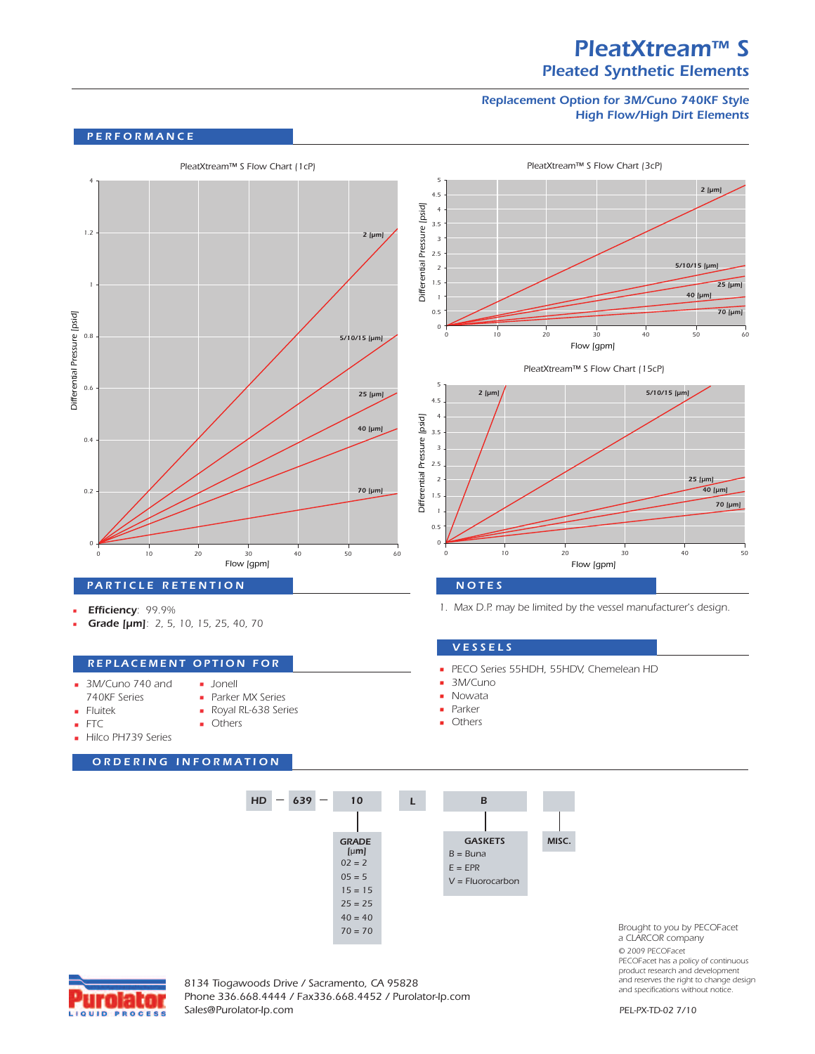# PleatXtream™ S

## Pleated Synthetic Elements

**Replacement Option for 3M/Cuno 740KF Style High Flow/High Dirt Elements**

## PERFORMANCE

PleatXtream™ S Flow Chart (1cP)

Differential Pressure [psid]

4
1.2
1
0.8
0.6
0.4
0.2
0

Flow [gpm]

0 10 20 30 40 50 60

2 [µm]
5/10/15 [µm]
25 [µm]
40 [µm]
70 [µm]

PleatXtream™ S Flow Chart (3cP)

Differential Pressure [psid]

5 4.5 4 3.5 3 2.5 2 1.5 1 0.5 0

Flow [gpm]

0 10 20 30 40 50 60

2 [µm]
5/10/15 [µm]
25 [µm]
40 [µm]
70 [µm]

PleatXtream™ S Flow Chart (15cP)

Differential Pressure [psid]

5 4.5 4 3.5 3 2.5 2 1.5 1 0.5 0

Flow [gpm]

0 10 20 30 40 50

2 [µm]
5/10/15 [µm]
25 [µm]
40 [µm]
70 [µm]

## PARTICLE RETENTION

- **Efficiency**: 99.9%
- **Grade [µm]**: 2, 5, 10, 15, 25, 40, 70

## NOTES

1. Max D.P. may be limited by the vessel manufacturer's design.

## REPLACEMENT OPTION FOR

- 3M/Cuno 740 and 740KF Series
- Fluitek
- FTC
- Hilco PH739 Series
- Jonell
- Parker MX Series
- Royal RL-638 Series
- Others

## VESSELS

- PECO Series 55HDH, 55HDV, Chemelean HD
- 3M/Cuno
- Nowata
- Parker
- Others

## ORDERING INFORMATION

HD – 639 – 10 L B [MISC.]

| GRADE [µm] | GASKETS | MISC. |
|---|---|---|
| 02 = 2 | B = Buna | |
| 05 = 5 | E = EPR | |
| 15 = 15 | V = Fluorocarbon | |
| 25 = 25 | | |
| 40 = 40 | | |
| 70 = 70 | | |

Brought to you by PECOFacet
a CLARCOR company

© 2009 PECOFacet
PECOFacet has a policy of continuous product research and development and reserves the right to change design and specifications without notice.

Purolator LIQUID PROCESS

8134 Tiogawoods Drive / Sacramento, CA 95828
Phone 336.668.4444 / Fax336.668.4452 / Purolator-lp.com
Sales@Purolator-lp.com

PEL-PX-TD-02 7/10